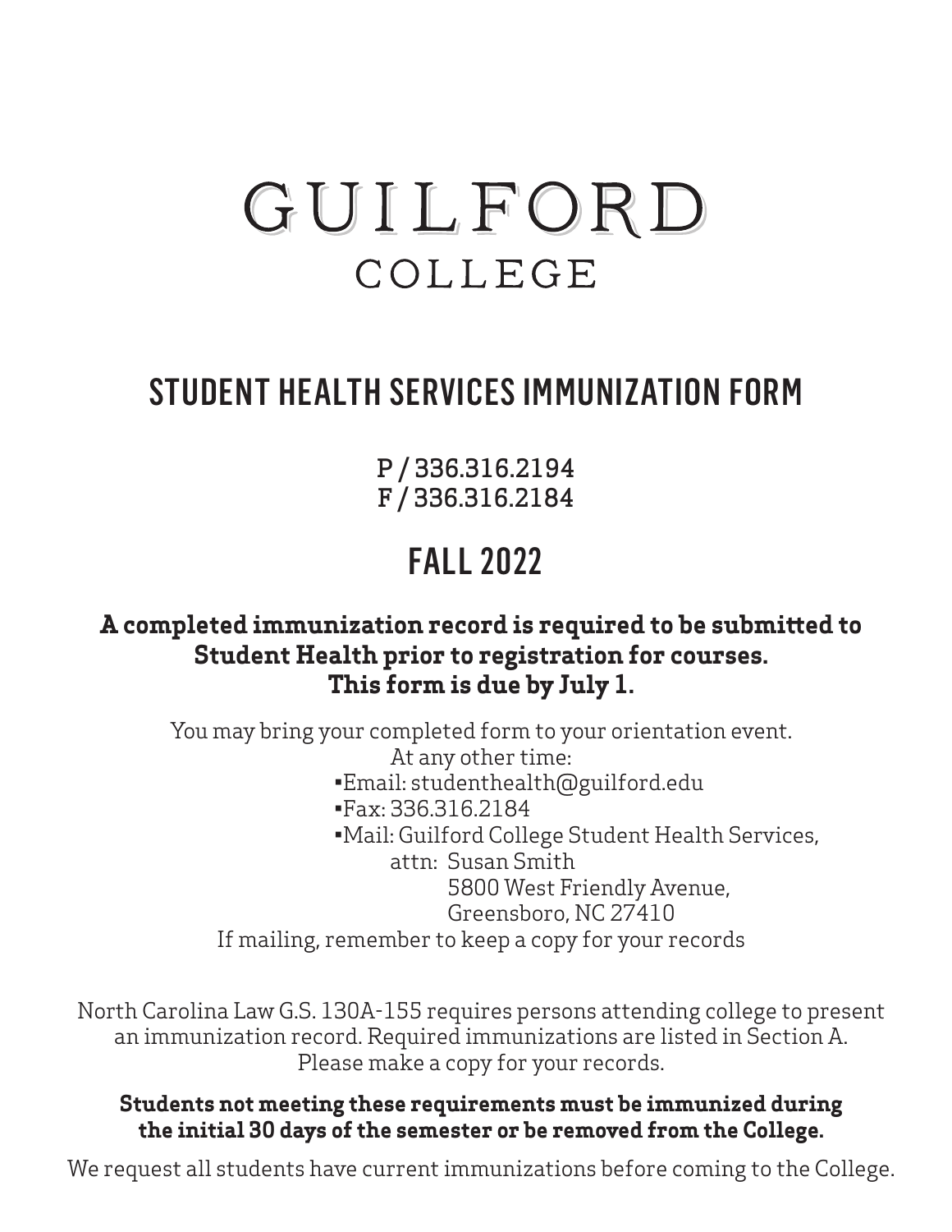# GUILFORD COLLEGE

## STUDENT HEALTH SERVICES IMMUNIZATION FORM

P / 336.316.2194
F / 336.316.2184

## FALL 2022

**A completed immunization record is required to be submitted to Student Health prior to registration for courses. This form is due by July 1.**

You may bring your completed form to your orientation event.
At any other time:

- Email: studenthealth@guilford.edu
- Fax: 336.316.2184
- Mail: Guilford College Student Health Services,
  attn: Susan Smith
  5800 West Friendly Avenue,
  Greensboro, NC 27410

If mailing, remember to keep a copy for your records

North Carolina Law G.S. 130A-155 requires persons attending college to present an immunization record. Required immunizations are listed in Section A. Please make a copy for your records.

**Students not meeting these requirements must be immunized during the initial 30 days of the semester or be removed from the College.**

We request all students have current immunizations before coming to the College.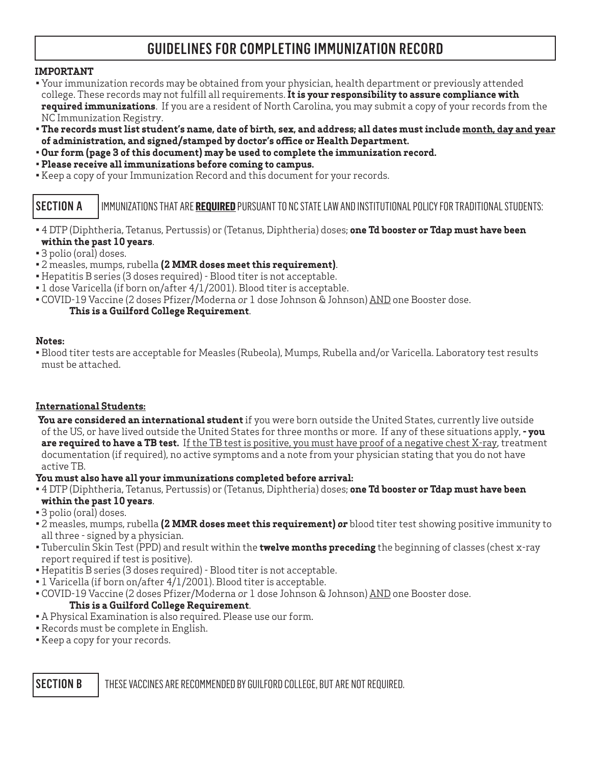# GUIDELINES FOR COMPLETING IMMUNIZATION RECORD

**IMPORTANT**

- Your immunization records may be obtained from your physician, health department or previously attended college. These records may not fulfill all requirements. **It is your responsibility to assure compliance with required immunizations**. If you are a resident of North Carolina, you may submit a copy of your records from the NC Immunization Registry.
- **The records must list student's name, date of birth, sex, and address; all dates must include month, day and year of administration, and signed/stamped by doctor's office or Health Department.**
- **Our form (page 3 of this document) may be used to complete the immunization record.**
- **Please receive all immunizations before coming to campus.**
- Keep a copy of your Immunization Record and this document for your records.

## SECTION A

IMMUNIZATIONS THAT ARE **REQUIRED** PURSUANT TO NC STATE LAW AND INSTITUTIONAL POLICY FOR TRADITIONAL STUDENTS:

- 4 DTP (Diphtheria, Tetanus, Pertussis) or (Tetanus, Diphtheria) doses; **one Td booster or Tdap must have been within the past 10 years**.
- 3 polio (oral) doses.
- 2 measles, mumps, rubella **(2 MMR doses meet this requirement)**.
- Hepatitis B series (3 doses required) - Blood titer is not acceptable.
- 1 dose Varicella (if born on/after 4/1/2001). Blood titer is acceptable.
- COVID-19 Vaccine (2 doses Pfizer/Moderna *or* 1 dose Johnson & Johnson) AND one Booster dose.
  **This is a Guilford College Requirement**.

**Notes:**

- Blood titer tests are acceptable for Measles (Rubeola), Mumps, Rubella and/or Varicella. Laboratory test results must be attached.

**International Students:**

**You are considered an international student** if you were born outside the United States, currently live outside of the US, or have lived outside the United States for three months or more. If any of these situations apply, **- you are required to have a TB test.** If the TB test is positive, you must have proof of a negative chest X-ray, treatment documentation (if required), no active symptoms and a note from your physician stating that you do not have active TB.

**You must also have all your immunizations completed before arrival:**

- 4 DTP (Diphtheria, Tetanus, Pertussis) or (Tetanus, Diphtheria) doses; **one Td booster or Tdap must have been within the past 10 years**.
- 3 polio (oral) doses.
- 2 measles, mumps, rubella **(2 MMR doses meet this requirement)** ***or*** blood titer test showing positive immunity to all three - signed by a physician.
- Tuberculin Skin Test (PPD) and result within the **twelve months preceding** the beginning of classes (chest x-ray report required if test is positive).
- Hepatitis B series (3 doses required) - Blood titer is not acceptable.
- 1 Varicella (if born on/after 4/1/2001). Blood titer is acceptable.
- COVID-19 Vaccine (2 doses Pfizer/Moderna *or* 1 dose Johnson & Johnson) AND one Booster dose.
  **This is a Guilford College Requirement**.
- A Physical Examination is also required. Please use our form.
- Records must be complete in English.
- Keep a copy for your records.

## SECTION B

THESE VACCINES ARE RECOMMENDED BY GUILFORD COLLEGE, BUT ARE NOT REQUIRED.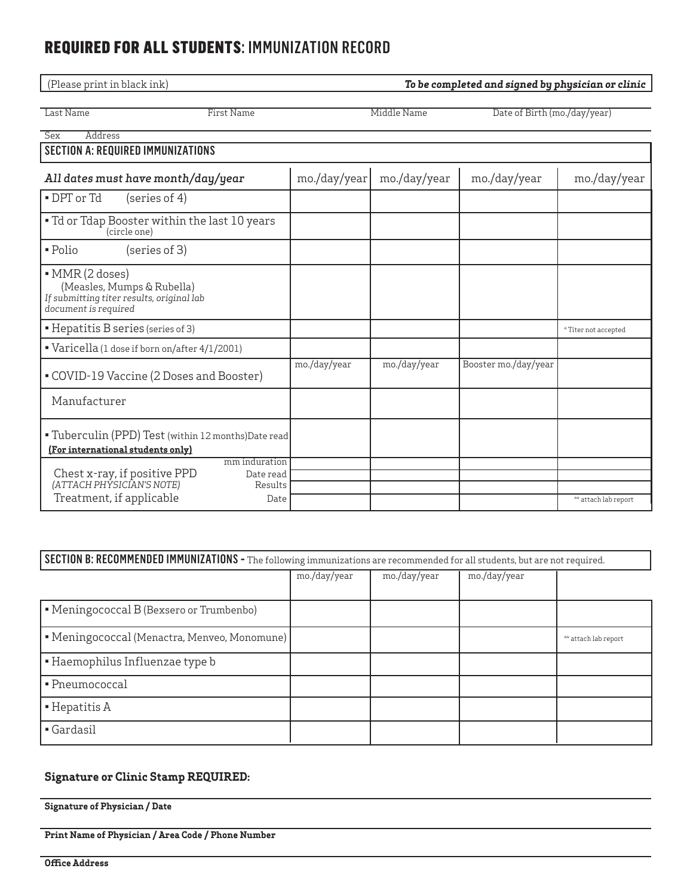# REQUIRED FOR ALL STUDENTS: IMMUNIZATION RECORD

(Please print in black ink) *To be completed and signed by physician or clinic*

Last Name First Name Middle Name Date of Birth (mo./day/year)

Sex Address

## SECTION A: REQUIRED IMMUNIZATIONS

| *All dates must have month/day/year* | mo./day/year | mo./day/year | mo./day/year | mo./day/year |
|---|---|---|---|---|
| • DPT or Td (series of 4) | | | | |
| • Td or Tdap Booster within the last 10 years (circle one) | | | | |
| • Polio (series of 3) | | | | |
| • MMR (2 doses) (Measles, Mumps & Rubella) *If submitting titer results, original lab document is required* | | | | |
| • Hepatitis B series (series of 3) | | | | * Titer not accepted |
| • Varicella (1 dose if born on/after 4/1/2001) | | | | |
| • COVID-19 Vaccine (2 Doses and Booster) | mo./day/year | mo./day/year | Booster mo./day/year | |
| Manufacturer | | | | |
| • Tuberculin (PPD) Test (within 12 months) Date read **(For international students only)** | | | | |
| mm induration | | | | |
| Chest x-ray, if positive PPD *(ATTACH PHYSICIAN'S NOTE)* Date read | | | | |
| Results | | | | |
| Treatment, if applicable Date | | | | ** attach lab report |

## SECTION B: RECOMMENDED IMMUNIZATIONS - The following immunizations are recommended for all students, but are not required.

| | mo./day/year | mo./day/year | mo./day/year | |
|---|---|---|---|---|
| • Meningococcal B (Bexsero or Trumenbo) | | | | |
| • Meningococcal (Menactra, Menveo, Monomune) | | | | ** attach lab report |
| • Haemophilus Influenzae type b | | | | |
| • Pneumococcal | | | | |
| • Hepatitis A | | | | |
| • Gardasil | | | | |

**Signature or Clinic Stamp REQUIRED:**

**Signature of Physician / Date**

**Print Name of Physician / Area Code / Phone Number**

**Office Address**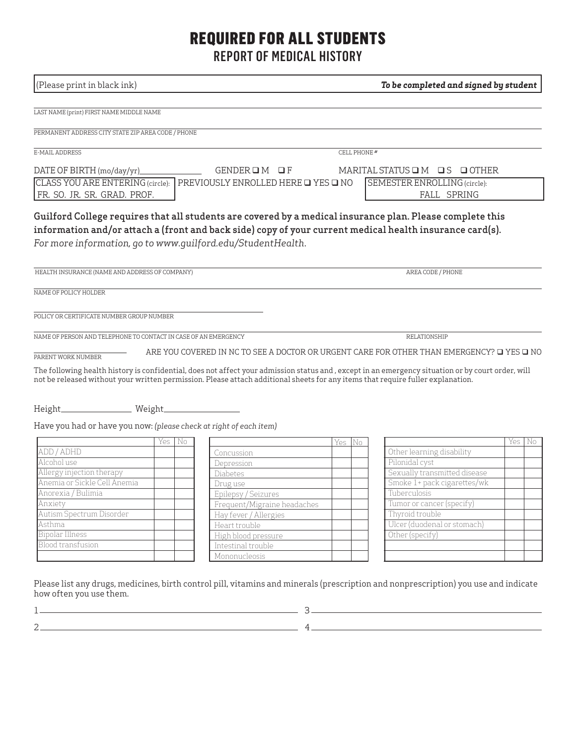# REQUIRED FOR ALL STUDENTS

## REPORT OF MEDICAL HISTORY

(Please print in black ink) ***To be completed and signed by student***

LAST NAME (print) FIRST NAME MIDDLE NAME

PERMANENT ADDRESS CITY STATE ZIP AREA CODE / PHONE

E-MAIL ADDRESS CELL PHONE #

DATE OF BIRTH (mo/day/yr)\_\_\_\_\_\_\_\_\_\_ GENDER ❑ M ❑ F MARITAL STATUS ❑ M ❑ S ❑ OTHER

CLASS YOU ARE ENTERING (circle): FR. SO. JR. SR. GRAD. PROF. | PREVIOUSLY ENROLLED HERE ❑ YES ❑ NO | SEMESTER ENROLLING (circle): FALL SPRING

**Guilford College requires that all students are covered by a medical insurance plan. Please complete this information and/or attach a (front and back side) copy of your current medical health insurance card(s).**
*For more information, go to www.guilford.edu/StudentHealth.*

HEALTH INSURANCE (NAME AND ADDRESS OF COMPANY) AREA CODE / PHONE

NAME OF POLICY HOLDER

POLICY OR CERTIFICATE NUMBER GROUP NUMBER

NAME OF PERSON AND TELEPHONE TO CONTACT IN CASE OF AN EMERGENCY RELATIONSHIP

PARENT WORK NUMBER ARE YOU COVERED IN NC TO SEE A DOCTOR OR URGENT CARE FOR OTHER THAN EMERGENCY? ❑ YES ❑ NO

The following health history is confidential, does not affect your admission status and , except in an emergency situation or by court order, will not be released without your written permission. Please attach additional sheets for any items that require fuller explanation.

Height\_\_\_\_\_\_\_\_\_\_ Weight\_\_\_\_\_\_\_\_\_\_

Have you had or have you now: *(please check at right of each item)*

| | Yes | No |
|---|---|---|
| ADD / ADHD | | |
| Alcohol use | | |
| Allergy injection therapy | | |
| Anemia or Sickle Cell Anemia | | |
| Anorexia / Bulimia | | |
| Anxiety | | |
| Autism Spectrum Disorder | | |
| Asthma | | |
| Bipolar Illness | | |
| Blood transfusion | | |
| | | |

| | Yes | No |
|---|---|---|
| Concussion | | |
| Depression | | |
| Diabetes | | |
| Drug use | | |
| Epilepsy / Seizures | | |
| Frequent/Migraine headaches | | |
| Hay fever / Allergies | | |
| Heart trouble | | |
| High blood pressure | | |
| Intestinal trouble | | |
| Mononucleosis | | |

| | Yes | No |
|---|---|---|
| Other learning disability | | |
| Pilonidal cyst | | |
| Sexually transmitted disease | | |
| Smoke 1+ pack cigarettes/wk | | |
| Tuberculosis | | |
| Tumor or cancer (specify) | | |
| Thyroid trouble | | |
| Ulcer (duodenal or stomach) | | |
| Other (specify) | | |
| | | |
| | | |

Please list any drugs, medicines, birth control pill, vitamins and minerals (prescription and nonprescription) you use and indicate how often you use them.

1\_\_\_\_\_\_\_\_\_\_ 3\_\_\_\_\_\_\_\_\_\_

2\_\_\_\_\_\_\_\_\_\_ 4\_\_\_\_\_\_\_\_\_\_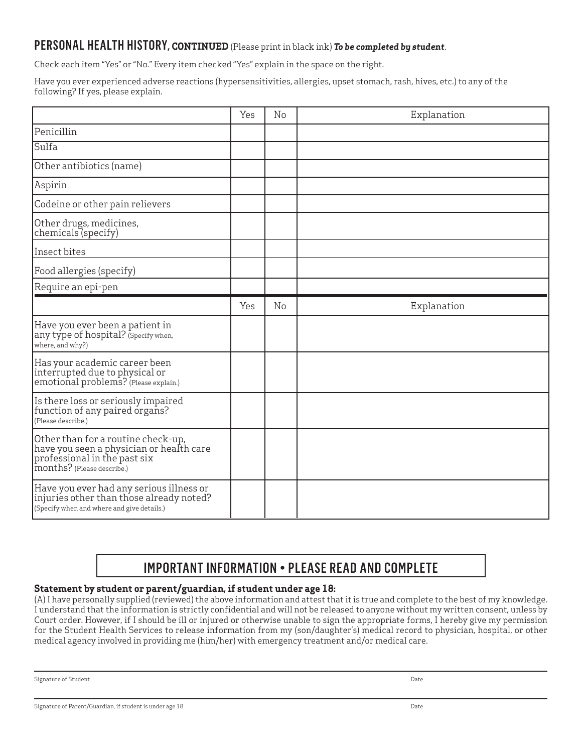## PERSONAL HEALTH HISTORY, CONTINUED (Please print in black ink) ***To be completed by student***.

Check each item "Yes" or "No." Every item checked "Yes" explain in the space on the right.

Have you ever experienced adverse reactions (hypersensitivities, allergies, upset stomach, rash, hives, etc.) to any of the following? If yes, please explain.

| | Yes | No | Explanation |
|---|---|---|---|
| Penicillin | | | |
| Sulfa | | | |
| Other antibiotics (name) | | | |
| Aspirin | | | |
| Codeine or other pain relievers | | | |
| Other drugs, medicines, chemicals (specify) | | | |
| Insect bites | | | |
| Food allergies (specify) | | | |
| Require an epi-pen | | | |

| | Yes | No | Explanation |
|---|---|---|---|
| Have you ever been a patient in any type of hospital? (Specify when, where, and why?) | | | |
| Has your academic career been interrupted due to physical or emotional problems? (Please explain.) | | | |
| Is there loss or seriously impaired function of any paired organs? (Please describe.) | | | |
| Other than for a routine check-up, have you seen a physician or health care professional in the past six months? (Please describe.) | | | |
| Have you ever had any serious illness or injuries other than those already noted? (Specify when and where and give details.) | | | |

## IMPORTANT INFORMATION • PLEASE READ AND COMPLETE

**Statement by student or parent/guardian, if student under age 18:**

(A) I have personally supplied (reviewed) the above information and attest that it is true and complete to the best of my knowledge. I understand that the information is strictly confidential and will not be released to anyone without my written consent, unless by Court order. However, if I should be ill or injured or otherwise unable to sign the appropriate forms, I hereby give my permission for the Student Health Services to release information from my (son/daughter's) medical record to physician, hospital, or other medical agency involved in providing me (him/her) with emergency treatment and/or medical care.

Signature of Student ____________________ Date ____________

Signature of Parent/Guardian, if student is under age 18 ____________________ Date ____________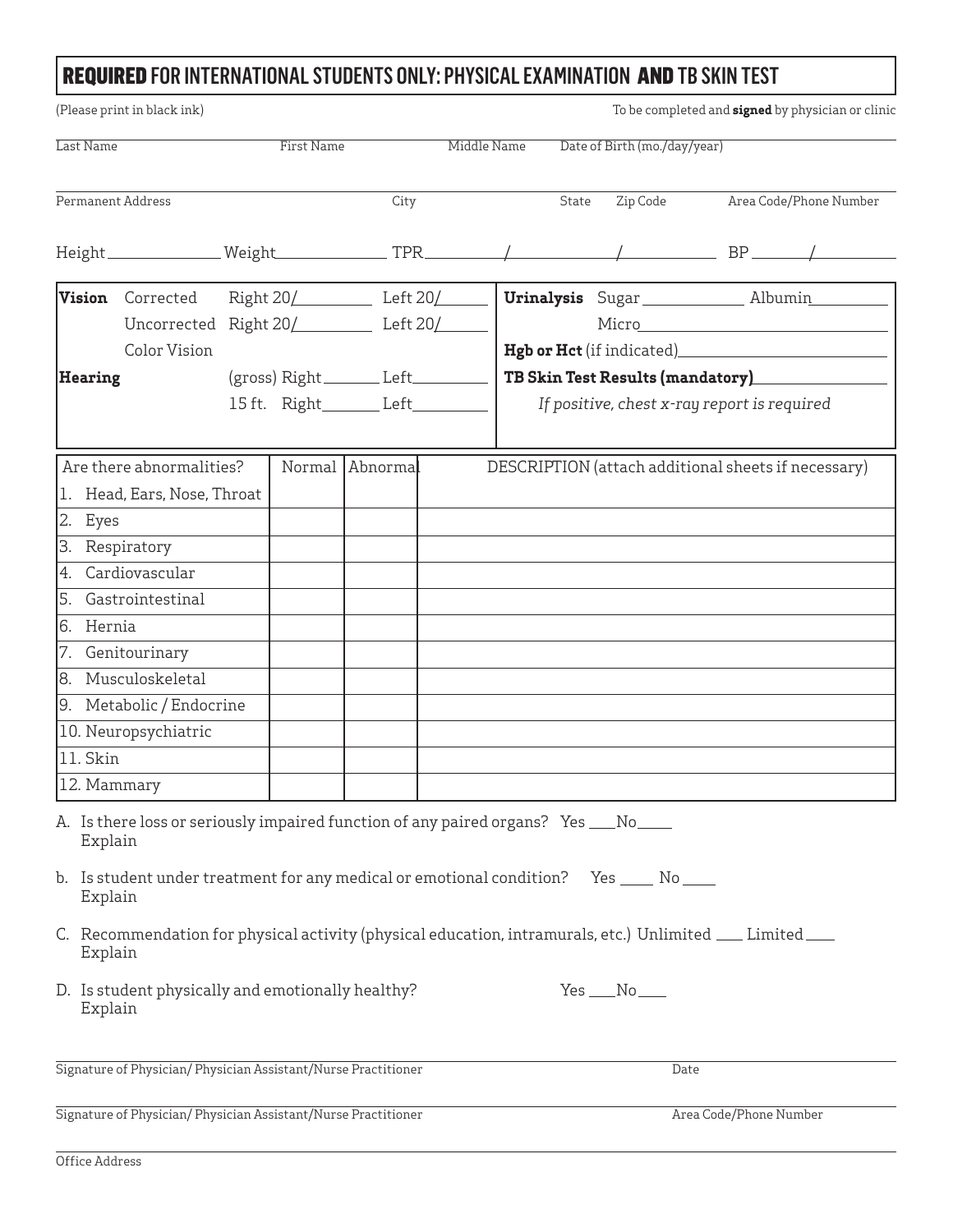# **REQUIRED** FOR INTERNATIONAL STUDENTS ONLY: PHYSICAL EXAMINATION **AND** TB SKIN TEST

(Please print in black ink) | To be completed and **signed** by physician or clinic

Last Name | First Name | Middle Name | Date of Birth (mo./day/year)

Permanent Address | City | State | Zip Code | Area Code/Phone Number

Height ____________ Weight ____________ TPR ________/__________/__________ BP ______/________

**Vision** Corrected Right 20/________ Left 20/______

Uncorrected Right 20/________ Left 20/______

Color Vision

**Hearing** (gross) Right _______ Left _________

15 ft. Right _______ Left _________

**Urinalysis** Sugar ____________ Albumin _________

Micro ____________________________

**Hgb or Hct** (if indicated) ________________________

**TB Skin Test Results (mandatory)** _______________

*If positive, chest x-ray report is required*

| Are there abnormalities? | Normal | Abnormal | DESCRIPTION (attach additional sheets if necessary) |
|---|---|---|---|
| 1. Head, Ears, Nose, Throat | | | |
| 2. Eyes | | | |
| 3. Respiratory | | | |
| 4. Cardiovascular | | | |
| 5. Gastrointestinal | | | |
| 6. Hernia | | | |
| 7. Genitourinary | | | |
| 8. Musculoskeletal | | | |
| 9. Metabolic / Endocrine | | | |
| 10. Neuropsychiatric | | | |
| 11. Skin | | | |
| 12. Mammary | | | |

A. Is there loss or seriously impaired function of any paired organs? Yes ___No____
Explain

b. Is student under treatment for any medical or emotional condition? Yes ____ No ____
Explain

C. Recommendation for physical activity (physical education, intramurals, etc.) Unlimited ___ Limited ___
Explain

D. Is student physically and emotionally healthy? Yes ___No___
Explain

Signature of Physician/ Physician Assistant/Nurse Practitioner | Date

Signature of Physician/ Physician Assistant/Nurse Practitioner | Area Code/Phone Number

Office Address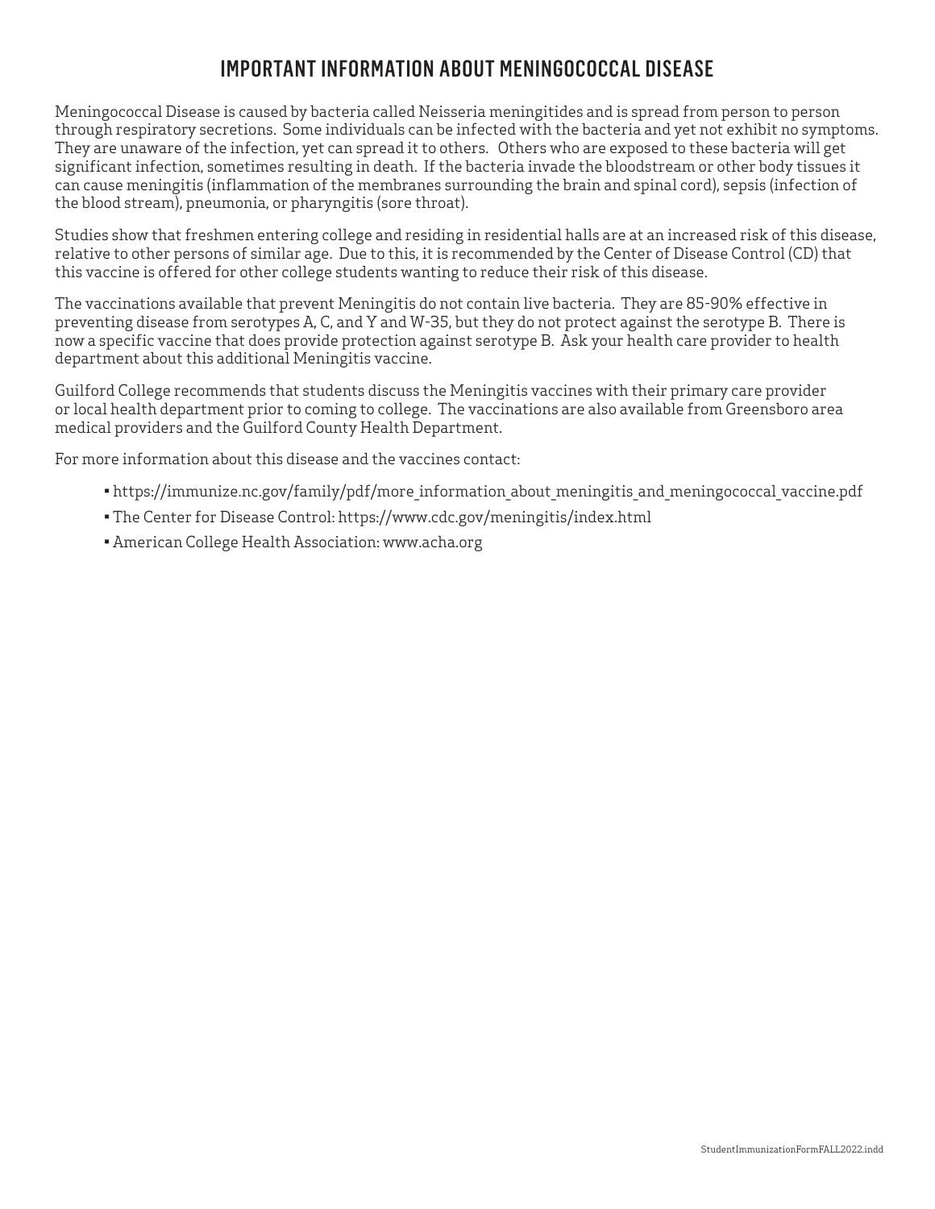# IMPORTANT INFORMATION ABOUT MENINGOCOCCAL DISEASE

Meningococcal Disease is caused by bacteria called Neisseria meningitides and is spread from person to person through respiratory secretions. Some individuals can be infected with the bacteria and yet not exhibit no symptoms. They are unaware of the infection, yet can spread it to others. Others who are exposed to these bacteria will get significant infection, sometimes resulting in death. If the bacteria invade the bloodstream or other body tissues it can cause meningitis (inflammation of the membranes surrounding the brain and spinal cord), sepsis (infection of the blood stream), pneumonia, or pharyngitis (sore throat).

Studies show that freshmen entering college and residing in residential halls are at an increased risk of this disease, relative to other persons of similar age. Due to this, it is recommended by the Center of Disease Control (CD) that this vaccine is offered for other college students wanting to reduce their risk of this disease.

The vaccinations available that prevent Meningitis do not contain live bacteria. They are 85-90% effective in preventing disease from serotypes A, C, and Y and W-35, but they do not protect against the serotype B. There is now a specific vaccine that does provide protection against serotype B. Ask your health care provider to health department about this additional Meningitis vaccine.

Guilford College recommends that students discuss the Meningitis vaccines with their primary care provider or local health department prior to coming to college. The vaccinations are also available from Greensboro area medical providers and the Guilford County Health Department.

For more information about this disease and the vaccines contact:

- https://immunize.nc.gov/family/pdf/more_information_about_meningitis_and_meningococcal_vaccine.pdf
- The Center for Disease Control: https://www.cdc.gov/meningitis/index.html
- American College Health Association: www.acha.org